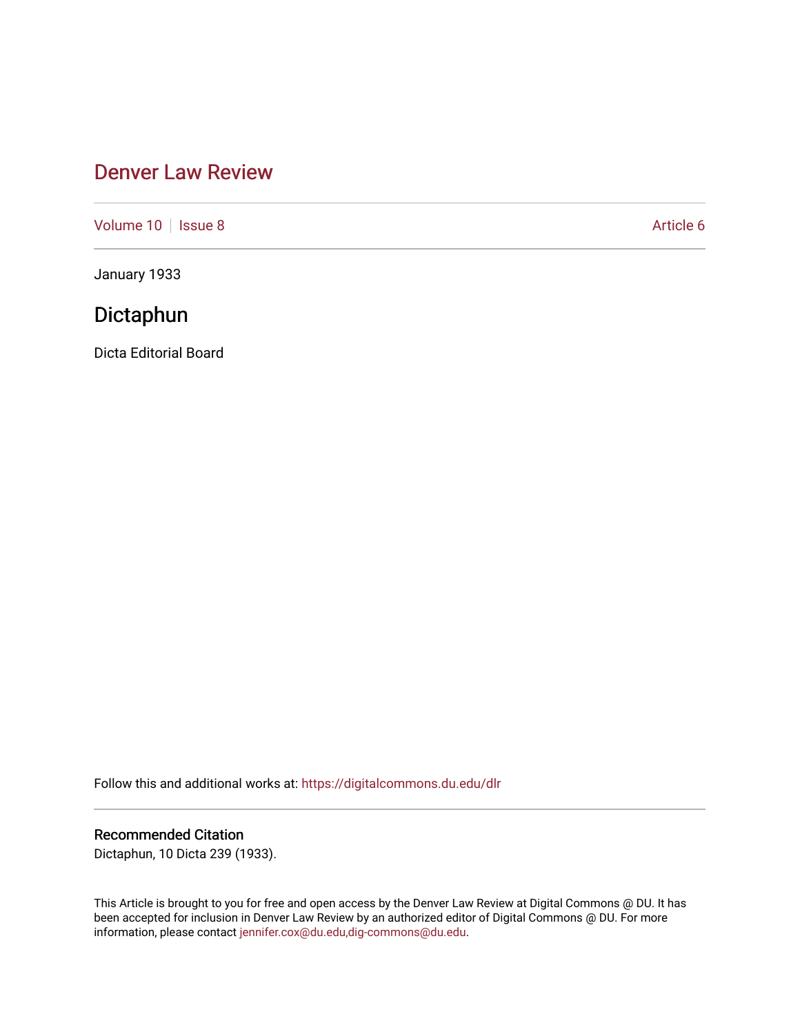# Denver Law Review

Volume 10 | Issue 8 | Article 6

January 1933

## Dictaphun

Dicta Editorial Board

Follow this and additional works at: https://digitalcommons.du.edu/dlr

### Recommended Citation

Dictaphun, 10 Dicta 239 (1933).

This Article is brought to you for free and open access by the Denver Law Review at Digital Commons @ DU. It has been accepted for inclusion in Denver Law Review by an authorized editor of Digital Commons @ DU. For more information, please contact jennifer.cox@du.edu,dig-commons@du.edu.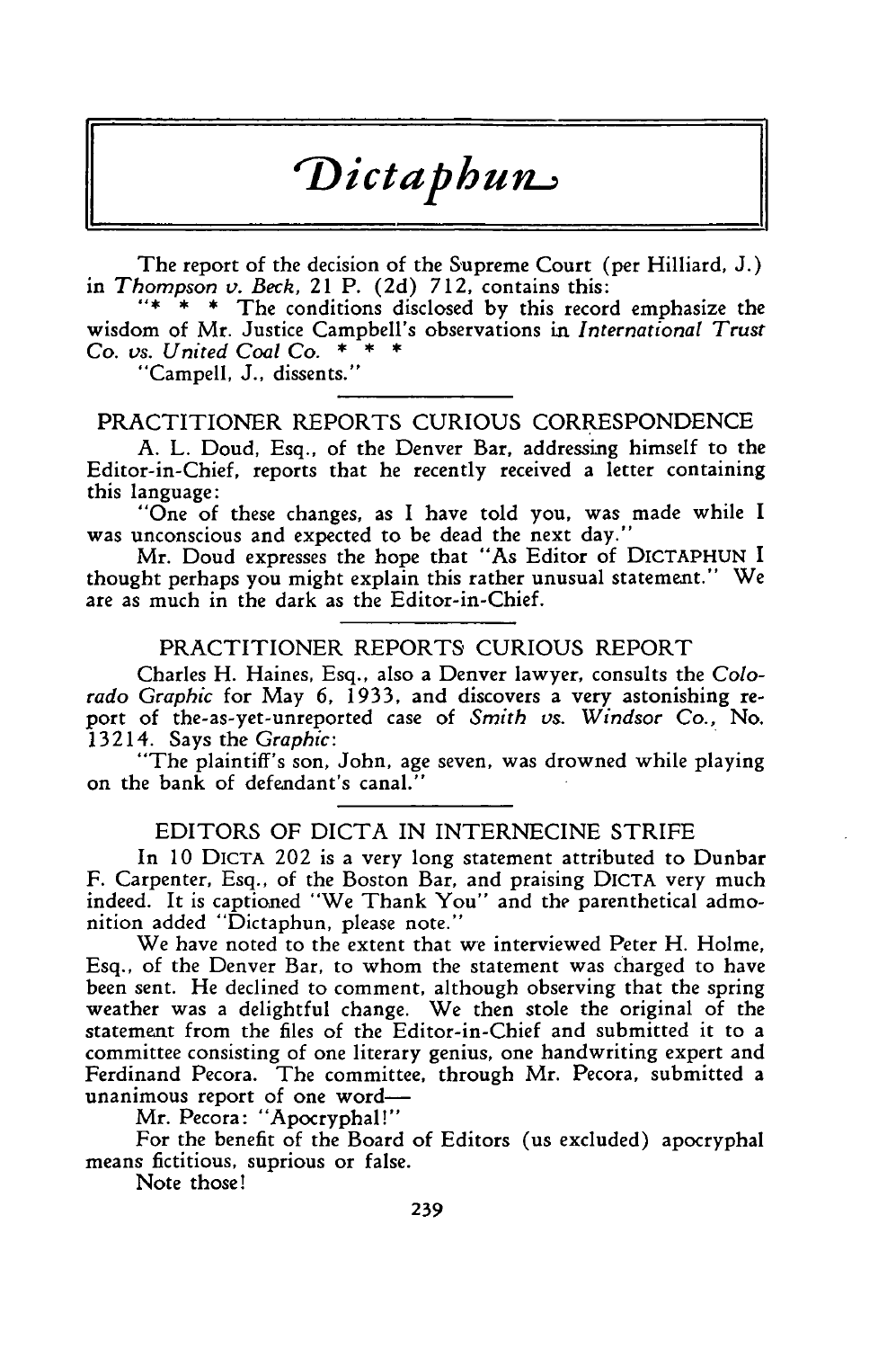# *Dictaphun*

The report of the decision of the Supreme Court (per Hilliard, J.) in *Thompson v. Beck*, 21 P. (2d) 712, contains this:

"* * * The conditions disclosed by this record emphasize the wisdom of Mr. Justice Campbell's observations in *International Trust Co. vs. United Coal Co.* * * *

"Campell, J., dissents."

## PRACTITIONER REPORTS CURIOUS CORRESPONDENCE

A. L. Doud, Esq., of the Denver Bar, addressing himself to the Editor-in-Chief, reports that he recently received a letter containing this language:

"One of these changes, as I have told you, was made while I was unconscious and expected to be dead the next day."

Mr. Doud expresses the hope that "As Editor of DICTAPHUN I thought perhaps you might explain this rather unusual statement." We are as much in the dark as the Editor-in-Chief.

## PRACTITIONER REPORTS CURIOUS REPORT

Charles H. Haines, Esq., also a Denver lawyer, consults the *Colorado Graphic* for May 6, 1933, and discovers a very astonishing report of the-as-yet-unreported case of *Smith vs. Windsor Co.*, No. 13214. Says the *Graphic*:

"The plaintiff's son, John, age seven, was drowned while playing on the bank of defendant's canal."

## EDITORS OF DICTA IN INTERNECINE STRIFE

In 10 DICTA 202 is a very long statement attributed to Dunbar F. Carpenter, Esq., of the Boston Bar, and praising DICTA very much indeed. It is captioned "We Thank You" and the parenthetical admonition added "Dictaphun, please note."

We have noted to the extent that we interviewed Peter H. Holme, Esq., of the Denver Bar, to whom the statement was charged to have been sent. He declined to comment, although observing that the spring weather was a delightful change. We then stole the original of the statement from the files of the Editor-in-Chief and submitted it to a committee consisting of one literary genius, one handwriting expert and Ferdinand Pecora. The committee, through Mr. Pecora, submitted a unanimous report of one word—

Mr. Pecora: "Apocryphal!"

For the benefit of the Board of Editors (us excluded) apocryphal means fictitious, suprious or false.

Note those!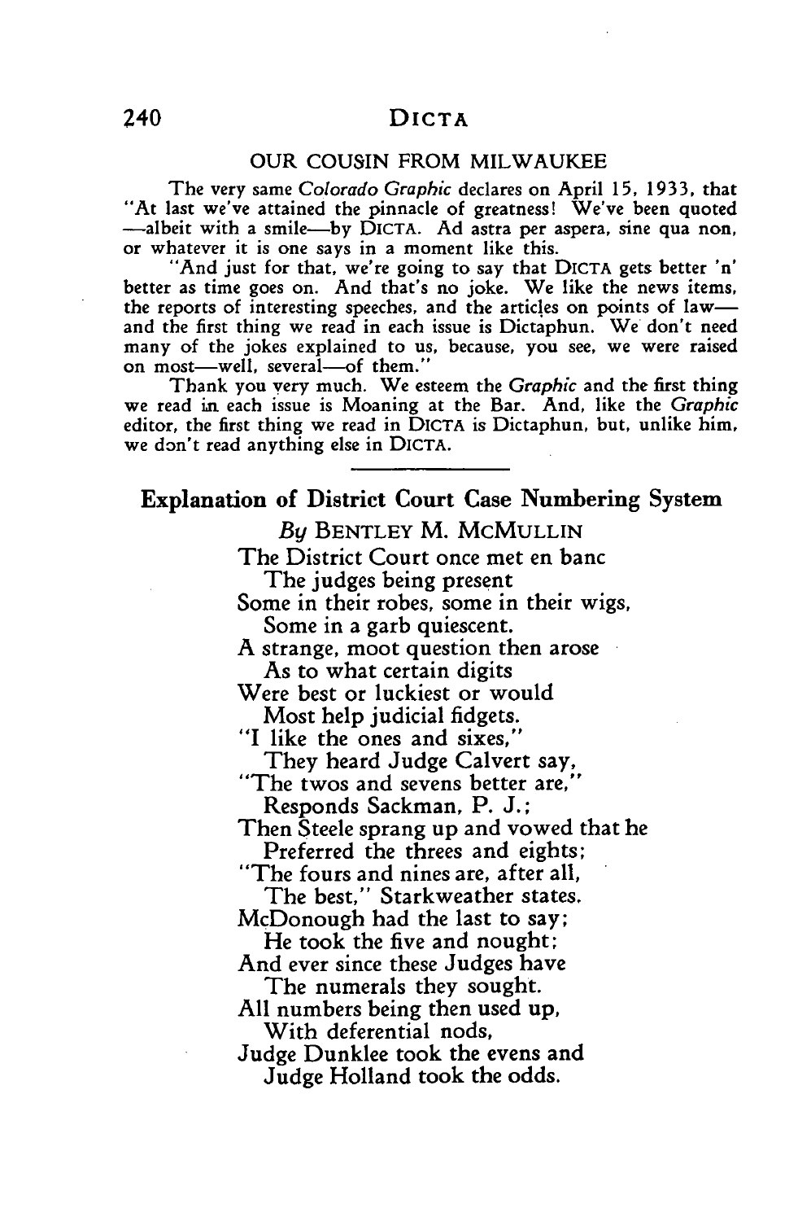### OUR COUSIN FROM MILWAUKEE

The very same *Colorado Graphic* declares on April 15, 1933, that "At last we've attained the pinnacle of greatness! We've been quoted —albeit with a smile—by DICTA. Ad astra per aspera, sine qua non, or whatever it is one says in a moment like this.

"And just for that, we're going to say that DICTA gets better 'n' better as time goes on. And that's no joke. We like the news items, the reports of interesting speeches, and the articles on points of law—and the first thing we read in each issue is Dictaphun. We don't need many of the jokes explained to us, because, you see, we were raised on most—well, several—of them."

Thank you very much. We esteem the *Graphic* and the first thing we read in each issue is Moaning at the Bar. And, like the *Graphic* editor, the first thing we read in DICTA is Dictaphun, but, unlike him, we don't read anything else in DICTA.

---

## Explanation of District Court Case Numbering System

*By* BENTLEY M. MCMULLIN

The District Court once met en banc
  The judges being present
Some in their robes, some in their wigs,
  Some in a garb quiescent.
A strange, moot question then arose
  As to what certain digits
Were best or luckiest or would
  Most help judicial fidgets.
"I like the ones and sixes,"
  They heard Judge Calvert say,
"The twos and sevens better are,"
  Responds Sackman, P. J.;
Then Steele sprang up and vowed that he
  Preferred the threes and eights;
"The fours and nines are, after all,
  The best," Starkweather states.
McDonough had the last to say;
  He took the five and nought;
And ever since these Judges have
  The numerals they sought.
All numbers being then used up,
  With deferential nods,
Judge Dunklee took the evens and
  Judge Holland took the odds.